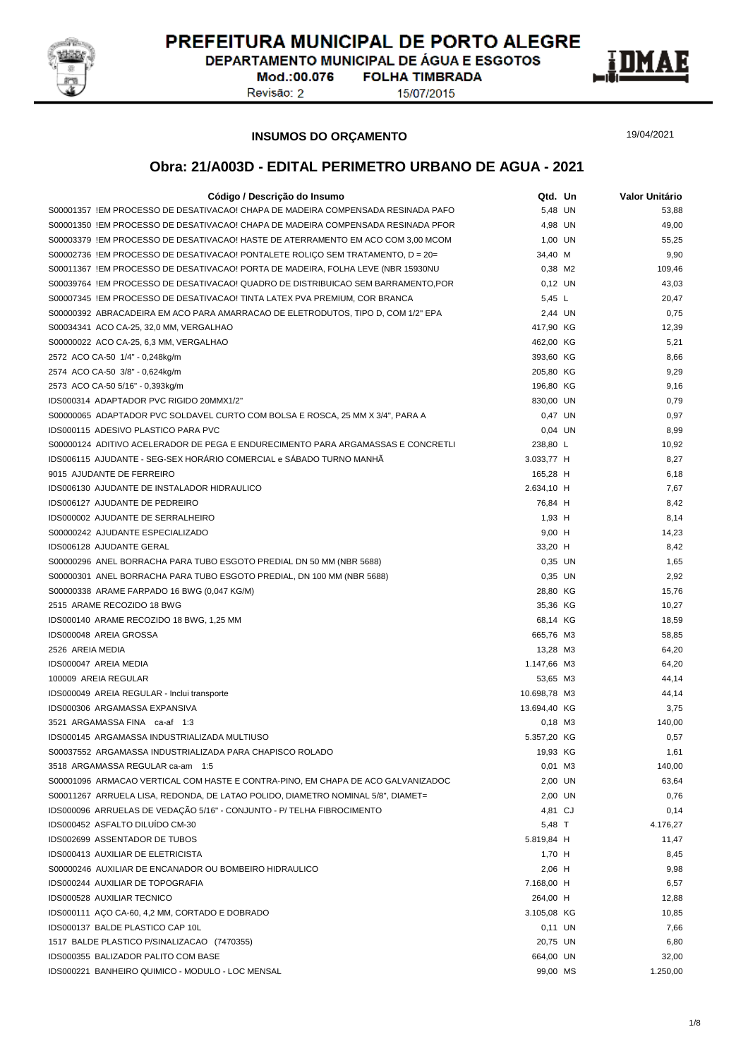# PREFEITURA MUNICIPAL DE PORTO ALEGRE

DEPARTAMENTO MUNICIPAL DE ÁGUA E ESGOTOS

Mod.:00.076 FOLHA TIMBRADA

Revisão: 2 15/07/2015

DMAE

## INSUMOS DO ORÇAMENTO

19/04/2021

## Obra: 21/A003D - EDITAL PERIMETRO URBANO DE AGUA - 2021

| Código / Descrição do Insumo | Qtd. | Un | Valor Unitário |
|---|---|---|---|
| S00001357 !EM PROCESSO DE DESATIVACAO! CHAPA DE MADEIRA COMPENSADA RESINADA PAFO | 5,48 | UN | 53,88 |
| S00001350 !EM PROCESSO DE DESATIVACAO! CHAPA DE MADEIRA COMPENSADA RESINADA PFOR | 4,98 | UN | 49,00 |
| S00003379 !EM PROCESSO DE DESATIVACAO! HASTE DE ATERRAMENTO EM ACO COM 3,00 MCOM | 1,00 | UN | 55,25 |
| S00002736 !EM PROCESSO DE DESATIVACAO! PONTALETE ROLIÇO SEM TRATAMENTO, D = 20= | 34,40 | M | 9,90 |
| S00011367 !EM PROCESSO DE DESATIVACAO! PORTA DE MADEIRA, FOLHA LEVE (NBR 15930NU | 0,38 | M2 | 109,46 |
| S00039764 !EM PROCESSO DE DESATIVACAO! QUADRO DE DISTRIBUICAO SEM BARRAMENTO,POR | 0,12 | UN | 43,03 |
| S00007345 !EM PROCESSO DE DESATIVACAO! TINTA LATEX PVA PREMIUM, COR BRANCA | 5,45 | L | 20,47 |
| S00000392 ABRACADEIRA EM ACO PARA AMARRACAO DE ELETRODUTOS, TIPO D, COM 1/2" EPA | 2,44 | UN | 0,75 |
| S00034341 ACO CA-25, 32,0 MM, VERGALHAO | 417,90 | KG | 12,39 |
| S00000022 ACO CA-25, 6,3 MM, VERGALHAO | 462,00 | KG | 5,21 |
| 2572 ACO CA-50 1/4" - 0,248kg/m | 393,60 | KG | 8,66 |
| 2574 ACO CA-50 3/8" - 0,624kg/m | 205,80 | KG | 9,29 |
| 2573 ACO CA-50 5/16" - 0,393kg/m | 196,80 | KG | 9,16 |
| IDS000314 ADAPTADOR PVC RIGIDO 20MMX1/2" | 830,00 | UN | 0,79 |
| S00000065 ADAPTADOR PVC SOLDAVEL CURTO COM BOLSA E ROSCA, 25 MM X 3/4", PARA A | 0,47 | UN | 0,97 |
| IDS000115 ADESIVO PLASTICO PARA PVC | 0,04 | UN | 8,99 |
| S00000124 ADITIVO ACELERADOR DE PEGA E ENDURECIMENTO PARA ARGAMASSAS E CONCRETLI | 238,80 | L | 10,92 |
| IDS006115 AJUDANTE - SEG-SEX HORÁRIO COMERCIAL e SÁBADO TURNO MANHÃ | 3.033,77 | H | 8,27 |
| 9015 AJUDANTE DE FERREIRO | 165,28 | H | 6,18 |
| IDS006130 AJUDANTE DE INSTALADOR HIDRAULICO | 2.634,10 | H | 7,67 |
| IDS006127 AJUDANTE DE PEDREIRO | 76,84 | H | 8,42 |
| IDS000002 AJUDANTE DE SERRALHEIRO | 1,93 | H | 8,14 |
| S00000242 AJUDANTE ESPECIALIZADO | 9,00 | H | 14,23 |
| IDS006128 AJUDANTE GERAL | 33,20 | H | 8,42 |
| S00000296 ANEL BORRACHA PARA TUBO ESGOTO PREDIAL DN 50 MM (NBR 5688) | 0,35 | UN | 1,65 |
| S00000301 ANEL BORRACHA PARA TUBO ESGOTO PREDIAL, DN 100 MM (NBR 5688) | 0,35 | UN | 2,92 |
| S00000338 ARAME FARPADO 16 BWG (0,047 KG/M) | 28,80 | KG | 15,76 |
| 2515 ARAME RECOZIDO 18 BWG | 35,36 | KG | 10,27 |
| IDS000140 ARAME RECOZIDO 18 BWG, 1,25 MM | 68,14 | KG | 18,59 |
| IDS000048 AREIA GROSSA | 665,76 | M3 | 58,85 |
| 2526 AREIA MEDIA | 13,28 | M3 | 64,20 |
| IDS000047 AREIA MEDIA | 1.147,66 | M3 | 64,20 |
| 100009 AREIA REGULAR | 53,65 | M3 | 44,14 |
| IDS000049 AREIA REGULAR - Inclui transporte | 10.698,78 | M3 | 44,14 |
| IDS000306 ARGAMASSA EXPANSIVA | 13.694,40 | KG | 3,75 |
| 3521 ARGAMASSA FINA ca-af 1:3 | 0,18 | M3 | 140,00 |
| IDS000145 ARGAMASSA INDUSTRIALIZADA MULTIUSO | 5.357,20 | KG | 0,57 |
| S00037552 ARGAMASSA INDUSTRIALIZADA PARA CHAPISCO ROLADO | 19,93 | KG | 1,61 |
| 3518 ARGAMASSA REGULAR ca-am 1:5 | 0,01 | M3 | 140,00 |
| S00001096 ARMACAO VERTICAL COM HASTE E CONTRA-PINO, EM CHAPA DE ACO GALVANIZADOC | 2,00 | UN | 63,64 |
| S00011267 ARRUELA LISA, REDONDA, DE LATAO POLIDO, DIAMETRO NOMINAL 5/8", DIAMET= | 2,00 | UN | 0,76 |
| IDS000096 ARRUELAS DE VEDAÇÃO 5/16" - CONJUNTO - P/ TELHA FIBROCIMENTO | 4,81 | CJ | 0,14 |
| IDS000452 ASFALTO DILUÍDO CM-30 | 5,48 | T | 4.176,27 |
| IDS002699 ASSENTADOR DE TUBOS | 5.819,84 | H | 11,47 |
| IDS000413 AUXILIAR DE ELETRICISTA | 1,70 | H | 8,45 |
| S00000246 AUXILIAR DE ENCANADOR OU BOMBEIRO HIDRAULICO | 2,06 | H | 9,98 |
| IDS000244 AUXILIAR DE TOPOGRAFIA | 7.168,00 | H | 6,57 |
| IDS000528 AUXILIAR TECNICO | 264,00 | H | 12,88 |
| IDS000111 AÇO CA-60, 4,2 MM, CORTADO E DOBRADO | 3.105,08 | KG | 10,85 |
| IDS000137 BALDE PLASTICO CAP 10L | 0,11 | UN | 7,66 |
| 1517 BALDE PLASTICO P/SINALIZACAO (7470355) | 20,75 | UN | 6,80 |
| IDS000355 BALIZADOR PALITO COM BASE | 664,00 | UN | 32,00 |
| IDS000221 BANHEIRO QUIMICO - MODULO - LOC MENSAL | 99,00 | MS | 1.250,00 |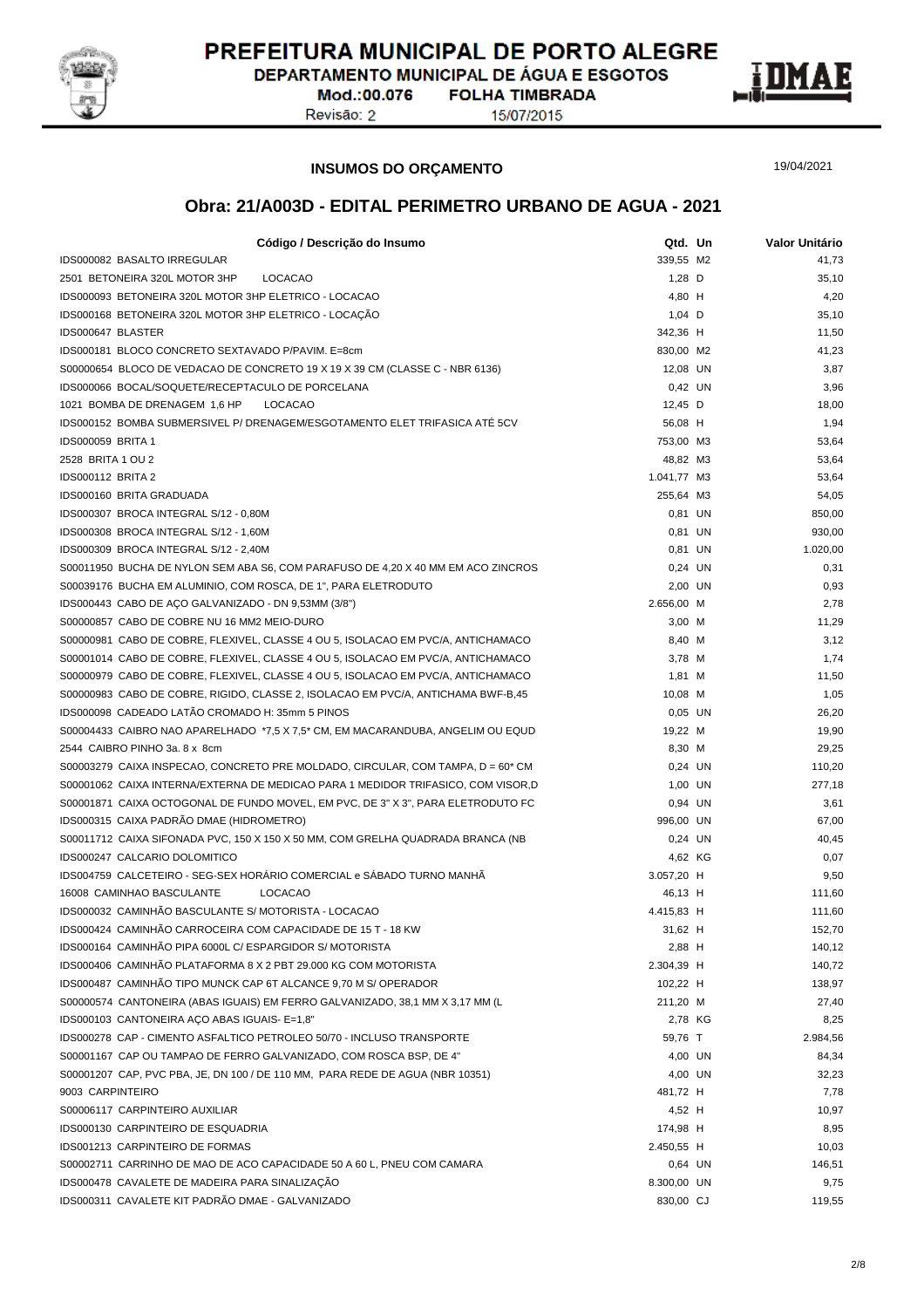PREFEITURA MUNICIPAL DE PORTO ALEGRE
DEPARTAMENTO MUNICIPAL DE ÁGUA E ESGOTOS
Mod.:00.076 FOLHA TIMBRADA
Revisão: 2 15/07/2015

**INSUMOS DO ORÇAMENTO** 19/04/2021

## Obra: 21/A003D - EDITAL PERIMETRO URBANO DE AGUA - 2021

| Código / Descrição do Insumo | Qtd. | Un | Valor Unitário |
|---|---|---|---|
| IDS000082 BASALTO IRREGULAR | 339,55 | M2 | 41,73 |
| 2501 BETONEIRA 320L MOTOR 3HP LOCACAO | 1,28 | D | 35,10 |
| IDS000093 BETONEIRA 320L MOTOR 3HP ELETRICO - LOCACAO | 4,80 | H | 4,20 |
| IDS000168 BETONEIRA 320L MOTOR 3HP ELETRICO - LOCAÇÃO | 1,04 | D | 35,10 |
| IDS000647 BLASTER | 342,36 | H | 11,50 |
| IDS000181 BLOCO CONCRETO SEXTAVADO P/PAVIM. E=8cm | 830,00 | M2 | 41,23 |
| S00000654 BLOCO DE VEDACAO DE CONCRETO 19 X 19 X 39 CM (CLASSE C - NBR 6136) | 12,08 | UN | 3,87 |
| IDS000066 BOCAL/SOQUETE/RECEPTACULO DE PORCELANA | 0,42 | UN | 3,96 |
| 1021 BOMBA DE DRENAGEM 1,6 HP LOCACAO | 12,45 | D | 18,00 |
| IDS000152 BOMBA SUBMERSIVEL P/ DRENAGEM/ESGOTAMENTO ELET TRIFASICA ATÉ 5CV | 56,08 | H | 1,94 |
| IDS000059 BRITA 1 | 753,00 | M3 | 53,64 |
| 2528 BRITA 1 OU 2 | 48,82 | M3 | 53,64 |
| IDS000112 BRITA 2 | 1.041,77 | M3 | 53,64 |
| IDS000160 BRITA GRADUADA | 255,64 | M3 | 54,05 |
| IDS000307 BROCA INTEGRAL S/12 - 0,80M | 0,81 | UN | 850,00 |
| IDS000308 BROCA INTEGRAL S/12 - 1,60M | 0,81 | UN | 930,00 |
| IDS000309 BROCA INTEGRAL S/12 - 2,40M | 0,81 | UN | 1.020,00 |
| S00011950 BUCHA DE NYLON SEM ABA S6, COM PARAFUSO DE 4,20 X 40 MM EM ACO ZINCROS | 0,24 | UN | 0,31 |
| S00039176 BUCHA EM ALUMINIO, COM ROSCA, DE 1", PARA ELETRODUTO | 2,00 | UN | 0,93 |
| IDS000443 CABO DE AÇO GALVANIZADO - DN 9,53MM (3/8") | 2.656,00 | M | 2,78 |
| S00000857 CABO DE COBRE NU 16 MM2 MEIO-DURO | 3,00 | M | 11,29 |
| S00000981 CABO DE COBRE, FLEXIVEL, CLASSE 4 OU 5, ISOLACAO EM PVC/A, ANTICHAMACO | 8,40 | M | 3,12 |
| S00001014 CABO DE COBRE, FLEXIVEL, CLASSE 4 OU 5, ISOLACAO EM PVC/A, ANTICHAMACO | 3,78 | M | 1,74 |
| S00000979 CABO DE COBRE, FLEXIVEL, CLASSE 4 OU 5, ISOLACAO EM PVC/A, ANTICHAMACO | 1,81 | M | 11,50 |
| S00000983 CABO DE COBRE, RIGIDO, CLASSE 2, ISOLACAO EM PVC/A, ANTICHAMA BWF-B,45 | 10,08 | M | 1,05 |
| IDS000098 CADEADO LATÃO CROMADO H: 35mm 5 PINOS | 0,05 | UN | 26,20 |
| S00004433 CAIBRO NAO APARELHADO *7,5 X 7,5* CM, EM MACARANDUBA, ANGELIM OU EQUD | 19,22 | M | 19,90 |
| 2544 CAIBRO PINHO 3a. 8 x 8cm | 8,30 | M | 29,25 |
| S00003279 CAIXA INSPECAO, CONCRETO PRE MOLDADO, CIRCULAR, COM TAMPA, D = 60* CM | 0,24 | UN | 110,20 |
| S00001062 CAIXA INTERNA/EXTERNA DE MEDICAO PARA 1 MEDIDOR TRIFASICO, COM VISOR,D | 1,00 | UN | 277,18 |
| S00001871 CAIXA OCTOGONAL DE FUNDO MOVEL, EM PVC, DE 3" X 3", PARA ELETRODUTO FC | 0,94 | UN | 3,61 |
| IDS000315 CAIXA PADRÃO DMAE (HIDROMETRO) | 996,00 | UN | 67,00 |
| S00011712 CAIXA SIFONADA PVC, 150 X 150 X 50 MM, COM GRELHA QUADRADA BRANCA (NB | 0,24 | UN | 40,45 |
| IDS000247 CALCARIO DOLOMITICO | 4,62 | KG | 0,07 |
| IDS004759 CALCETEIRO - SEG-SEX HORÁRIO COMERCIAL e SÁBADO TURNO MANHÃ | 3.057,20 | H | 9,50 |
| 16008 CAMINHAO BASCULANTE LOCACAO | 46,13 | H | 111,60 |
| IDS000032 CAMINHÃO BASCULANTE S/ MOTORISTA - LOCACAO | 4.415,83 | H | 111,60 |
| IDS000424 CAMINHÃO CARROCEIRA COM CAPACIDADE DE 15 T - 18 KW | 31,62 | H | 152,70 |
| IDS000164 CAMINHÃO PIPA 6000L C/ ESPARGIDOR S/ MOTORISTA | 2,88 | H | 140,12 |
| IDS000406 CAMINHÃO PLATAFORMA 8 X 2 PBT 29.000 KG COM MOTORISTA | 2.304,39 | H | 140,72 |
| IDS000487 CAMINHÃO TIPO MUNCK CAP 6T ALCANCE 9,70 M S/ OPERADOR | 102,22 | H | 138,97 |
| S00000574 CANTONEIRA (ABAS IGUAIS) EM FERRO GALVANIZADO, 38,1 MM X 3,17 MM (L | 211,20 | M | 27,40 |
| IDS000103 CANTONEIRA AÇO ABAS IGUAIS- E=1,8" | 2,78 | KG | 8,25 |
| IDS000278 CAP - CIMENTO ASFALTICO PETROLEO 50/70 - INCLUSO TRANSPORTE | 59,76 | T | 2.984,56 |
| S00001167 CAP OU TAMPAO DE FERRO GALVANIZADO, COM ROSCA BSP, DE 4" | 4,00 | UN | 84,34 |
| S00001207 CAP, PVC PBA, JE, DN 100 / DE 110 MM, PARA REDE DE AGUA (NBR 10351) | 4,00 | UN | 32,23 |
| 9003 CARPINTEIRO | 481,72 | H | 7,78 |
| S00006117 CARPINTEIRO AUXILIAR | 4,52 | H | 10,97 |
| IDS000130 CARPINTEIRO DE ESQUADRIA | 174,98 | H | 8,95 |
| IDS001213 CARPINTEIRO DE FORMAS | 2.450,55 | H | 10,03 |
| S00002711 CARRINHO DE MAO DE ACO CAPACIDADE 50 A 60 L, PNEU COM CAMARA | 0,64 | UN | 146,51 |
| IDS000478 CAVALETE DE MADEIRA PARA SINALIZAÇÃO | 8.300,00 | UN | 9,75 |
| IDS000311 CAVALETE KIT PADRÃO DMAE - GALVANIZADO | 830,00 | CJ | 119,55 |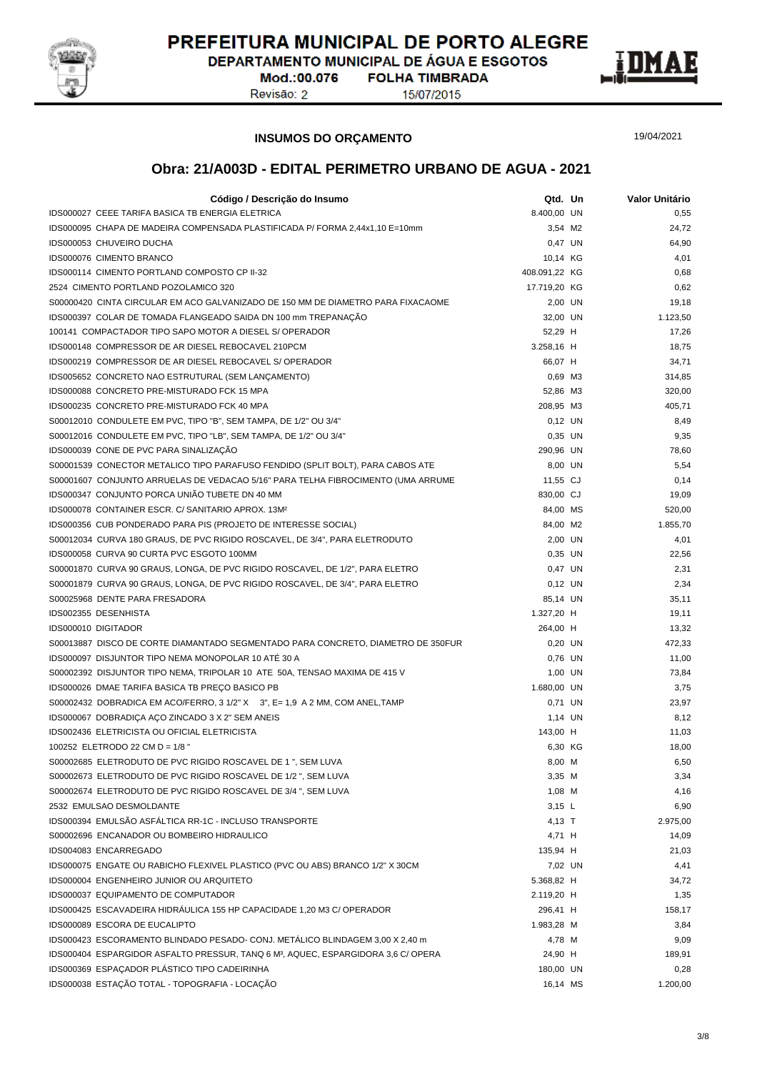# PREFEITURA MUNICIPAL DE PORTO ALEGRE

DEPARTAMENTO MUNICIPAL DE ÁGUA E ESGOTOS

Mod.:00.076 FOLHA TIMBRADA

Revisão: 2 15/07/2015

## INSUMOS DO ORÇAMENTO

19/04/2021

## Obra: 21/A003D - EDITAL PERIMETRO URBANO DE AGUA - 2021

| Código / Descrição do Insumo | Qtd. | Un | Valor Unitário |
|---|---|---|---|
| IDS000027 CEEE TARIFA BASICA TB ENERGIA ELETRICA | 8.400,00 | UN | 0,55 |
| IDS000095 CHAPA DE MADEIRA COMPENSADA PLASTIFICADA P/ FORMA 2,44x1,10 E=10mm | 3,54 | M2 | 24,72 |
| IDS000053 CHUVEIRO DUCHA | 0,47 | UN | 64,90 |
| IDS000076 CIMENTO BRANCO | 10,14 | KG | 4,01 |
| IDS000114 CIMENTO PORTLAND COMPOSTO CP II-32 | 408.091,22 | KG | 0,68 |
| 2524 CIMENTO PORTLAND POZOLAMICO 320 | 17.719,20 | KG | 0,62 |
| S00000420 CINTA CIRCULAR EM ACO GALVANIZADO DE 150 MM DE DIAMETRO PARA FIXACAOME | 2,00 | UN | 19,18 |
| IDS000397 COLAR DE TOMADA FLANGEADO SAIDA DN 100 mm TREPANAÇÃO | 32,00 | UN | 1.123,50 |
| 100141 COMPACTADOR TIPO SAPO MOTOR A DIESEL S/ OPERADOR | 52,29 | H | 17,26 |
| IDS000148 COMPRESSOR DE AR DIESEL REBOCAVEL 210PCM | 3.258,16 | H | 18,75 |
| IDS000219 COMPRESSOR DE AR DIESEL REBOCAVEL S/ OPERADOR | 66,07 | H | 34,71 |
| IDS005652 CONCRETO NAO ESTRUTURAL (SEM LANÇAMENTO) | 0,69 | M3 | 314,85 |
| IDS000088 CONCRETO PRE-MISTURADO FCK 15 MPA | 52,86 | M3 | 320,00 |
| IDS000235 CONCRETO PRE-MISTURADO FCK 40 MPA | 208,95 | M3 | 405,71 |
| S00012010 CONDULETE EM PVC, TIPO "B", SEM TAMPA, DE 1/2" OU 3/4" | 0,12 | UN | 8,49 |
| S00012016 CONDULETE EM PVC, TIPO "LB", SEM TAMPA, DE 1/2" OU 3/4" | 0,35 | UN | 9,35 |
| IDS000039 CONE DE PVC PARA SINALIZAÇÃO | 290,96 | UN | 78,60 |
| S00001539 CONECTOR METALICO TIPO PARAFUSO FENDIDO (SPLIT BOLT), PARA CABOS ATE | 8,00 | UN | 5,54 |
| S00001607 CONJUNTO ARRUELAS DE VEDACAO 5/16" PARA TELHA FIBROCIMENTO (UMA ARRUME | 11,55 | CJ | 0,14 |
| IDS000347 CONJUNTO PORCA UNIÃO TUBETE DN 40 MM | 830,00 | CJ | 19,09 |
| IDS000078 CONTAINER ESCR. C/ SANITARIO APROX. 13M² | 84,00 | MS | 520,00 |
| IDS000356 CUB PONDERADO PARA PIS (PROJETO DE INTERESSE SOCIAL) | 84,00 | M2 | 1.855,70 |
| S00012034 CURVA 180 GRAUS, DE PVC RIGIDO ROSCAVEL, DE 3/4", PARA ELETRODUTO | 2,00 | UN | 4,01 |
| IDS000058 CURVA 90 CURTA PVC ESGOTO 100MM | 0,35 | UN | 22,56 |
| S00001870 CURVA 90 GRAUS, LONGA, DE PVC RIGIDO ROSCAVEL, DE 1/2", PARA ELETRO | 0,47 | UN | 2,31 |
| S00001879 CURVA 90 GRAUS, LONGA, DE PVC RIGIDO ROSCAVEL, DE 3/4", PARA ELETRO | 0,12 | UN | 2,34 |
| S00025968 DENTE PARA FRESADORA | 85,14 | UN | 35,11 |
| IDS002355 DESENHISTA | 1.327,20 | H | 19,11 |
| IDS000010 DIGITADOR | 264,00 | H | 13,32 |
| S00013887 DISCO DE CORTE DIAMANTADO SEGMENTADO PARA CONCRETO, DIAMETRO DE 350FUR | 0,20 | UN | 472,33 |
| IDS000097 DISJUNTOR TIPO NEMA MONOPOLAR 10 ATÉ 30 A | 0,76 | UN | 11,00 |
| S00002392 DISJUNTOR TIPO NEMA, TRIPOLAR 10 ATE 50A, TENSAO MAXIMA DE 415 V | 1,00 | UN | 73,84 |
| IDS000026 DMAE TARIFA BASICA TB PREÇO BASICO PB | 1.680,00 | UN | 3,75 |
| S00002432 DOBRADICA EM ACO/FERRO, 3 1/2" X 3", E= 1,9 A 2 MM, COM ANEL,TAMP | 0,71 | UN | 23,97 |
| IDS000067 DOBRADIÇA AÇO ZINCADO 3 X 2" SEM ANEIS | 1,14 | UN | 8,12 |
| IDS002436 ELETRICISTA OU OFICIAL ELETRICISTA | 143,00 | H | 11,03 |
| 100252 ELETRODO 22 CM D = 1/8 " | 6,30 | KG | 18,00 |
| S00002685 ELETRODUTO DE PVC RIGIDO ROSCAVEL DE 1 ", SEM LUVA | 8,00 | M | 6,50 |
| S00002673 ELETRODUTO DE PVC RIGIDO ROSCAVEL DE 1/2 ", SEM LUVA | 3,35 | M | 3,34 |
| S00002674 ELETRODUTO DE PVC RIGIDO ROSCAVEL DE 3/4 ", SEM LUVA | 1,08 | M | 4,16 |
| 2532 EMULSAO DESMOLDANTE | 3,15 | L | 6,90 |
| IDS000394 EMULSÃO ASFÁLTICA RR-1C - INCLUSO TRANSPORTE | 4,13 | T | 2.975,00 |
| S00002696 ENCANADOR OU BOMBEIRO HIDRAULICO | 4,71 | H | 14,09 |
| IDS004083 ENCARREGADO | 135,94 | H | 21,03 |
| IDS000075 ENGATE OU RABICHO FLEXIVEL PLASTICO (PVC OU ABS) BRANCO 1/2" X 30CM | 7,02 | UN | 4,41 |
| IDS000004 ENGENHEIRO JUNIOR OU ARQUITETO | 5.368,82 | H | 34,72 |
| IDS000037 EQUIPAMENTO DE COMPUTADOR | 2.119,20 | H | 1,35 |
| IDS000425 ESCAVADEIRA HIDRÁULICA 155 HP CAPACIDADE 1,20 M3 C/ OPERADOR | 296,41 | H | 158,17 |
| IDS000089 ESCORA DE EUCALIPTO | 1.983,28 | M | 3,84 |
| IDS000423 ESCORAMENTO BLINDADO PESADO- CONJ. METÁLICO BLINDAGEM 3,00 X 2,40 m | 4,78 | M | 9,09 |
| IDS000404 ESPARGIDOR ASFALTO PRESSUR, TANQ 6 M³, AQUEC, ESPARGIDORA 3,6 C/ OPERA | 24,90 | H | 189,91 |
| IDS000369 ESPAÇADOR PLÁSTICO TIPO CADEIRINHA | 180,00 | UN | 0,28 |
| IDS000038 ESTAÇÃO TOTAL - TOPOGRAFIA - LOCAÇÃO | 16,14 | MS | 1.200,00 |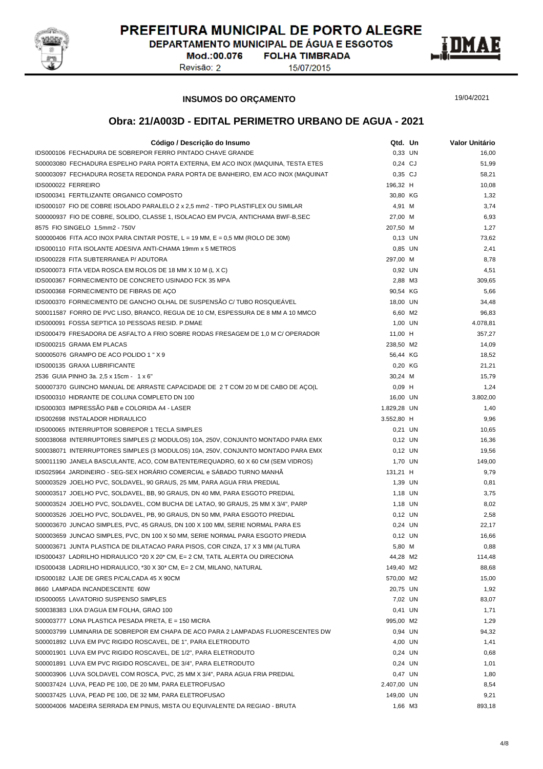**INSUMOS DO ORÇAMENTO** 19/04/2021

## Obra: 21/A003D - EDITAL PERIMETRO URBANO DE AGUA - 2021

| Código / Descrição do Insumo | Qtd. | Un | Valor Unitário |
|---|---|---|---|
| IDS000106 FECHADURA DE SOBREPOR FERRO PINTADO CHAVE GRANDE | 0,33 | UN | 16,00 |
| S00003080 FECHADURA ESPELHO PARA PORTA EXTERNA, EM ACO INOX (MAQUINA, TESTA ETES | 0,24 | CJ | 51,99 |
| S00003097 FECHADURA ROSETA REDONDA PARA PORTA DE BANHEIRO, EM ACO INOX (MAQUINAT | 0,35 | CJ | 58,21 |
| IDS000022 FERREIRO | 196,32 | H | 10,08 |
| IDS000341 FERTILIZANTE ORGANICO COMPOSTO | 30,80 | KG | 1,32 |
| IDS000107 FIO DE COBRE ISOLADO PARALELO 2 x 2,5 mm2 - TIPO PLASTIFLEX OU SIMILAR | 4,91 | M | 3,74 |
| S00000937 FIO DE COBRE, SOLIDO, CLASSE 1, ISOLACAO EM PVC/A, ANTICHAMA BWF-B,SEC | 27,00 | M | 6,93 |
| 8575 FIO SINGELO 1,5mm2 - 750V | 207,50 | M | 1,27 |
| S00000406 FITA ACO INOX PARA CINTAR POSTE, L = 19 MM, E = 0,5 MM (ROLO DE 30M) | 0,13 | UN | 73,62 |
| IDS000110 FITA ISOLANTE ADESIVA ANTI-CHAMA 19mm x 5 METROS | 0,85 | UN | 2,41 |
| IDS000228 FITA SUBTERRANEA P/ ADUTORA | 297,00 | M | 8,78 |
| IDS000073 FITA VEDA ROSCA EM ROLOS DE 18 MM X 10 M (L X C) | 0,92 | UN | 4,51 |
| IDS000367 FORNECIMENTO DE CONCRETO USINADO FCK 35 MPA | 2,88 | M3 | 309,65 |
| IDS000368 FORNECIMENTO DE FIBRAS DE AÇO | 90,54 | KG | 5,66 |
| IDS000370 FORNECIMENTO DE GANCHO OLHAL DE SUSPENSÃO C/ TUBO ROSQUEÁVEL | 18,00 | UN | 34,48 |
| S00011587 FORRO DE PVC LISO, BRANCO, REGUA DE 10 CM, ESPESSURA DE 8 MM A 10 MMCO | 6,60 | M2 | 96,83 |
| IDS000091 FOSSA SEPTICA 10 PESSOAS RESID. P.DMAE | 1,00 | UN | 4.078,81 |
| IDS000479 FRESADORA DE ASFALTO A FRIO SOBRE RODAS FRESAGEM DE 1,0 M C/ OPERADOR | 11,00 | H | 357,27 |
| IDS000215 GRAMA EM PLACAS | 238,50 | M2 | 14,09 |
| S00005076 GRAMPO DE ACO POLIDO 1 " X 9 | 56,44 | KG | 18,52 |
| IDS000135 GRAXA LUBRIFICANTE | 0,20 | KG | 21,21 |
| 2536 GUIA PINHO 3a. 2,5 x 15cm - 1 x 6" | 30,24 | M | 15,79 |
| S00007370 GUINCHO MANUAL DE ARRASTE CAPACIDADE DE 2 T COM 20 M DE CABO DE AÇO(L | 0,09 | H | 1,24 |
| IDS000310 HIDRANTE DE COLUNA COMPLETO DN 100 | 16,00 | UN | 3.802,00 |
| IDS000303 IMPRESSÃO P&B e COLORIDA A4 - LASER | 1.829,28 | UN | 1,40 |
| IDS002698 INSTALADOR HIDRAULICO | 3.552,80 | H | 9,96 |
| IDS000065 INTERRUPTOR SOBREPOR 1 TECLA SIMPLES | 0,21 | UN | 10,65 |
| S00038068 INTERRUPTORES SIMPLES (2 MODULOS) 10A, 250V, CONJUNTO MONTADO PARA EMX | 0,12 | UN | 16,36 |
| S00038071 INTERRUPTORES SIMPLES (3 MODULOS) 10A, 250V, CONJUNTO MONTADO PARA EMX | 0,12 | UN | 19,56 |
| S00011190 JANELA BASCULANTE, ACO, COM BATENTE/REQUADRO, 60 X 60 CM (SEM VIDROS) | 1,70 | UN | 149,00 |
| IDS025964 JARDINEIRO - SEG-SEX HORÁRIO COMERCIAL e SÁBADO TURNO MANHÃ | 131,21 | H | 9,79 |
| S00003529 JOELHO PVC, SOLDAVEL, 90 GRAUS, 25 MM, PARA AGUA FRIA PREDIAL | 1,39 | UN | 0,81 |
| S00003517 JOELHO PVC, SOLDAVEL, BB, 90 GRAUS, DN 40 MM, PARA ESGOTO PREDIAL | 1,18 | UN | 3,75 |
| S00003524 JOELHO PVC, SOLDAVEL, COM BUCHA DE LATAO, 90 GRAUS, 25 MM X 3/4", PARP | 1,18 | UN | 8,02 |
| S00003526 JOELHO PVC, SOLDAVEL, PB, 90 GRAUS, DN 50 MM, PARA ESGOTO PREDIAL | 0,12 | UN | 2,58 |
| S00003670 JUNCAO SIMPLES, PVC, 45 GRAUS, DN 100 X 100 MM, SERIE NORMAL PARA ES | 0,24 | UN | 22,17 |
| S00003659 JUNCAO SIMPLES, PVC, DN 100 X 50 MM, SERIE NORMAL PARA ESGOTO PREDIA | 0,12 | UN | 16,66 |
| S00003671 JUNTA PLASTICA DE DILATACAO PARA PISOS, COR CINZA, 17 X 3 MM (ALTURA | 5,80 | M | 0,88 |
| IDS000437 LADRILHO HIDRAULICO *20 X 20* CM, E= 2 CM, TATIL ALERTA OU DIRECIONA | 44,28 | M2 | 114,48 |
| IDS000438 LADRILHO HIDRAULICO, *30 X 30* CM, E= 2 CM, MILANO, NATURAL | 149,40 | M2 | 88,68 |
| IDS000182 LAJE DE GRES P/CALCADA 45 X 90CM | 570,00 | M2 | 15,00 |
| 8660 LAMPADA INCANDESCENTE 60W | 20,75 | UN | 1,92 |
| IDS000055 LAVATORIO SUSPENSO SIMPLES | 7,02 | UN | 83,07 |
| S00038383 LIXA D'AGUA EM FOLHA, GRAO 100 | 0,41 | UN | 1,71 |
| S00003777 LONA PLASTICA PESADA PRETA, E = 150 MICRA | 995,00 | M2 | 1,29 |
| S00003799 LUMINARIA DE SOBREPOR EM CHAPA DE ACO PARA 2 LAMPADAS FLUORESCENTES DW | 0,94 | UN | 94,32 |
| S00001892 LUVA EM PVC RIGIDO ROSCAVEL, DE 1", PARA ELETRODUTO | 4,00 | UN | 1,41 |
| S00001901 LUVA EM PVC RIGIDO ROSCAVEL, DE 1/2", PARA ELETRODUTO | 0,24 | UN | 0,68 |
| S00001891 LUVA EM PVC RIGIDO ROSCAVEL, DE 3/4", PARA ELETRODUTO | 0,24 | UN | 1,01 |
| S00003906 LUVA SOLDAVEL COM ROSCA, PVC, 25 MM X 3/4", PARA AGUA FRIA PREDIAL | 0,47 | UN | 1,80 |
| S00037424 LUVA, PEAD PE 100, DE 20 MM, PARA ELETROFUSAO | 2.407,00 | UN | 8,54 |
| S00037425 LUVA, PEAD PE 100, DE 32 MM, PARA ELETROFUSAO | 149,00 | UN | 9,21 |
| S00004006 MADEIRA SERRADA EM PINUS, MISTA OU EQUIVALENTE DA REGIAO - BRUTA | 1,66 | M3 | 893,18 |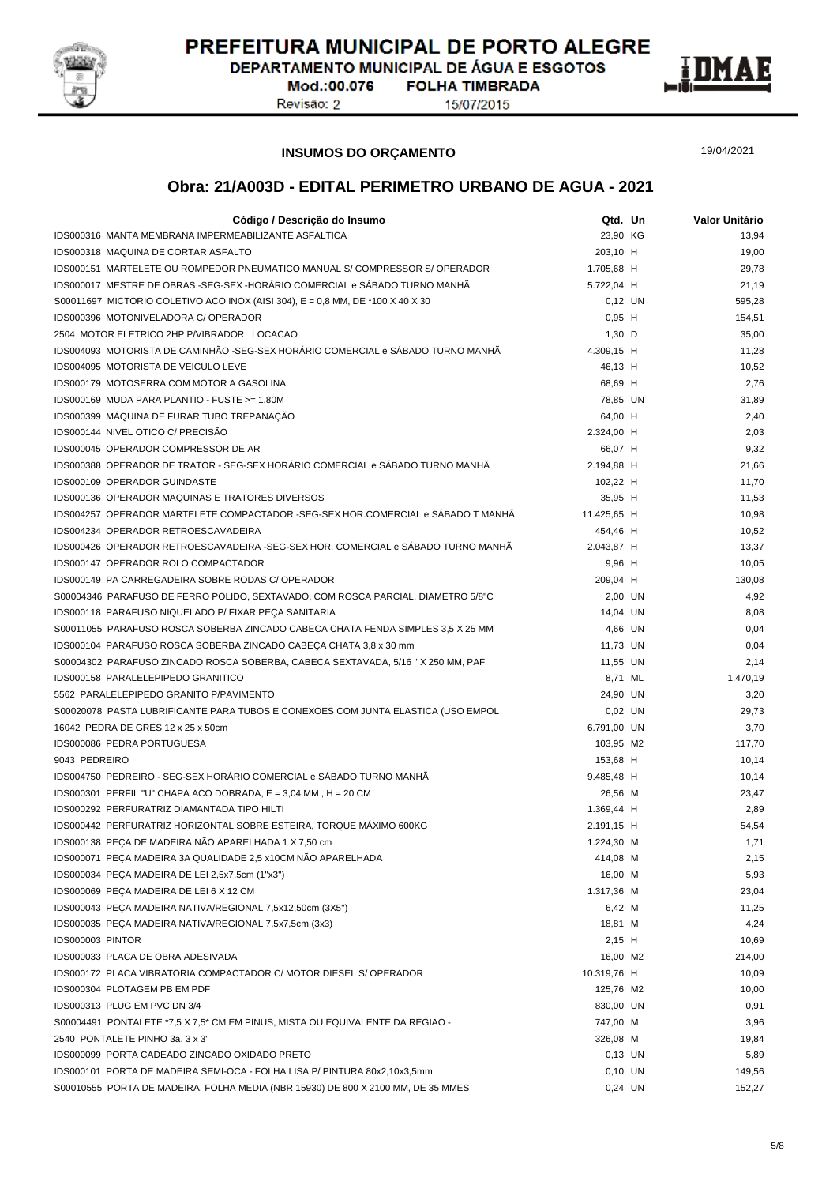PREFEITURA MUNICIPAL DE PORTO ALEGRE
DEPARTAMENTO MUNICIPAL DE ÁGUA E ESGOTOS
Mod.:00.076 FOLHA TIMBRADA
Revisão: 2 15/07/2015

DMAE

## INSUMOS DO ORÇAMENTO

19/04/2021

## Obra: 21/A003D - EDITAL PERIMETRO URBANO DE AGUA - 2021

| Código / Descrição do Insumo | Qtd. | Un | Valor Unitário |
|---|---|---|---|
| IDS000316 MANTA MEMBRANA IMPERMEABILIZANTE ASFALTICA | 23,90 | KG | 13,94 |
| IDS000318 MAQUINA DE CORTAR ASFALTO | 203,10 | H | 19,00 |
| IDS000151 MARTELETE OU ROMPEDOR PNEUMATICO MANUAL S/ COMPRESSOR S/ OPERADOR | 1.705,68 | H | 29,78 |
| IDS000017 MESTRE DE OBRAS -SEG-SEX -HORÁRIO COMERCIAL e SÁBADO TURNO MANHÃ | 5.722,04 | H | 21,19 |
| S00011697 MICTORIO COLETIVO ACO INOX (AISI 304), E = 0,8 MM, DE *100 X 40 X 30 | 0,12 | UN | 595,28 |
| IDS000396 MOTONIVELADORA C/ OPERADOR | 0,95 | H | 154,51 |
| 2504 MOTOR ELETRICO 2HP P/VIBRADOR LOCACAO | 1,30 | D | 35,00 |
| IDS004093 MOTORISTA DE CAMINHÃO -SEG-SEX HORÁRIO COMERCIAL e SÁBADO TURNO MANHÃ | 4.309,15 | H | 11,28 |
| IDS004095 MOTORISTA DE VEICULO LEVE | 46,13 | H | 10,52 |
| IDS000179 MOTOSERRA COM MOTOR A GASOLINA | 68,69 | H | 2,76 |
| IDS000169 MUDA PARA PLANTIO - FUSTE >= 1,80M | 78,85 | UN | 31,89 |
| IDS000399 MÁQUINA DE FURAR TUBO TREPANAÇÃO | 64,00 | H | 2,40 |
| IDS000144 NIVEL OTICO C/ PRECISÃO | 2.324,00 | H | 2,03 |
| IDS000045 OPERADOR COMPRESSOR DE AR | 66,07 | H | 9,32 |
| IDS000388 OPERADOR DE TRATOR - SEG-SEX HORÁRIO COMERCIAL e SÁBADO TURNO MANHÃ | 2.194,88 | H | 21,66 |
| IDS000109 OPERADOR GUINDASTE | 102,22 | H | 11,70 |
| IDS000136 OPERADOR MAQUINAS E TRATORES DIVERSOS | 35,95 | H | 11,53 |
| IDS004257 OPERADOR MARTELETE COMPACTADOR -SEG-SEX HOR.COMERCIAL e SÁBADO T MANHÃ | 11.425,65 | H | 10,98 |
| IDS004234 OPERADOR RETROESCAVADEIRA | 454,46 | H | 10,52 |
| IDS000426 OPERADOR RETROESCAVADEIRA -SEG-SEX HOR. COMERCIAL e SÁBADO TURNO MANHÃ | 2.043,87 | H | 13,37 |
| IDS000147 OPERADOR ROLO COMPACTADOR | 9,96 | H | 10,05 |
| IDS000149 PA CARREGADEIRA SOBRE RODAS C/ OPERADOR | 209,04 | H | 130,08 |
| S00004346 PARAFUSO DE FERRO POLIDO, SEXTAVADO, COM ROSCA PARCIAL, DIAMETRO 5/8"C | 2,00 | UN | 4,92 |
| IDS000118 PARAFUSO NIQUELADO P/ FIXAR PEÇA SANITARIA | 14,04 | UN | 8,08 |
| S00011055 PARAFUSO ROSCA SOBERBA ZINCADO CABECA CHATA FENDA SIMPLES 3,5 X 25 MM | 4,66 | UN | 0,04 |
| IDS000104 PARAFUSO ROSCA SOBERBA ZINCADO CABEÇA CHATA 3,8 x 30 mm | 11,73 | UN | 0,04 |
| S00004302 PARAFUSO ZINCADO ROSCA SOBERBA, CABECA SEXTAVADA, 5/16 " X 250 MM, PAF | 11,55 | UN | 2,14 |
| IDS000158 PARALELEPIPEDO GRANITICO | 8,71 | ML | 1.470,19 |
| 5562 PARALELEPIPEDO GRANITO P/PAVIMENTO | 24,90 | UN | 3,20 |
| S00020078 PASTA LUBRIFICANTE PARA TUBOS E CONEXOES COM JUNTA ELASTICA (USO EMPOL | 0,02 | UN | 29,73 |
| 16042 PEDRA DE GRES 12 x 25 x 50cm | 6.791,00 | UN | 3,70 |
| IDS000086 PEDRA PORTUGUESA | 103,95 | M2 | 117,70 |
| 9043 PEDREIRO | 153,68 | H | 10,14 |
| IDS004750 PEDREIRO - SEG-SEX HORÁRIO COMERCIAL e SÁBADO TURNO MANHÃ | 9.485,48 | H | 10,14 |
| IDS000301 PERFIL "U" CHAPA ACO DOBRADA, E = 3,04 MM , H = 20 CM | 26,56 | M | 23,47 |
| IDS000292 PERFURATRIZ DIAMANTADA TIPO HILTI | 1.369,44 | H | 2,89 |
| IDS000442 PERFURATRIZ HORIZONTAL SOBRE ESTEIRA, TORQUE MÁXIMO 600KG | 2.191,15 | H | 54,54 |
| IDS000138 PEÇA DE MADEIRA NÃO APARELHADA 1 X 7,50 cm | 1.224,30 | M | 1,71 |
| IDS000071 PEÇA MADEIRA 3A QUALIDADE 2,5 x10CM NÃO APARELHADA | 414,08 | M | 2,15 |
| IDS000034 PEÇA MADEIRA DE LEI 2,5x7,5cm (1"x3") | 16,00 | M | 5,93 |
| IDS000069 PEÇA MADEIRA DE LEI 6 X 12 CM | 1.317,36 | M | 23,04 |
| IDS000043 PEÇA MADEIRA NATIVA/REGIONAL 7,5x12,50cm (3X5") | 6,42 | M | 11,25 |
| IDS000035 PEÇA MADEIRA NATIVA/REGIONAL 7,5x7,5cm (3x3) | 18,81 | M | 4,24 |
| IDS000003 PINTOR | 2,15 | H | 10,69 |
| IDS000033 PLACA DE OBRA ADESIVADA | 16,00 | M2 | 214,00 |
| IDS000172 PLACA VIBRATORIA COMPACTADOR C/ MOTOR DIESEL S/ OPERADOR | 10.319,76 | H | 10,09 |
| IDS000304 PLOTAGEM PB EM PDF | 125,76 | M2 | 10,00 |
| IDS000313 PLUG EM PVC DN 3/4 | 830,00 | UN | 0,91 |
| S00004491 PONTALETE *7,5 X 7,5* CM EM PINUS, MISTA OU EQUIVALENTE DA REGIAO - | 747,00 | M | 3,96 |
| 2540 PONTALETE PINHO 3a. 3 x 3" | 326,08 | M | 19,84 |
| IDS000099 PORTA CADEADO ZINCADO OXIDADO PRETO | 0,13 | UN | 5,89 |
| IDS000101 PORTA DE MADEIRA SEMI-OCA - FOLHA LISA P/ PINTURA 80x2,10x3,5mm | 0,10 | UN | 149,56 |
| S00010555 PORTA DE MADEIRA, FOLHA MEDIA (NBR 15930) DE 800 X 2100 MM, DE 35 MMES | 0,24 | UN | 152,27 |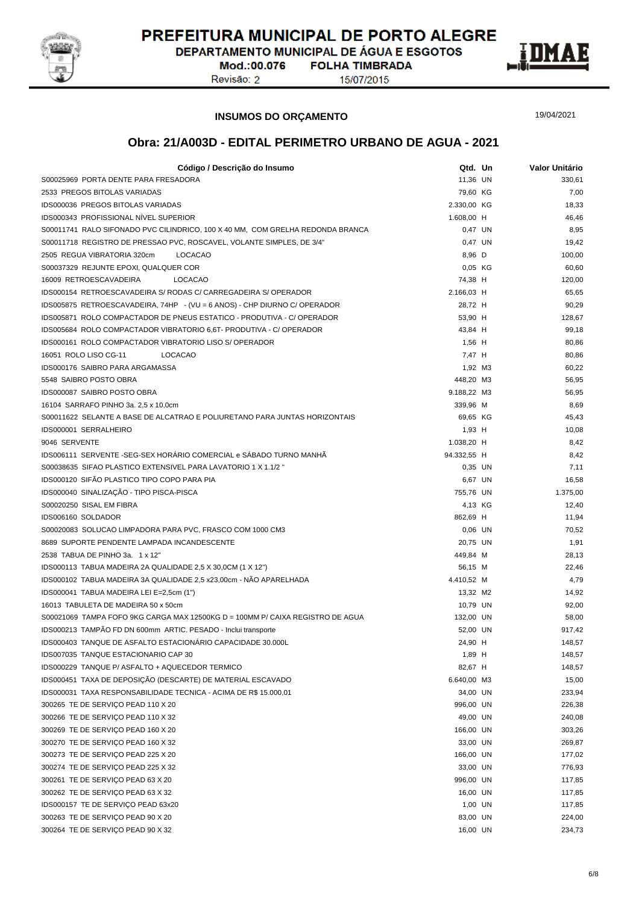PREFEITURA MUNICIPAL DE PORTO ALEGRE
DEPARTAMENTO MUNICIPAL DE ÁGUA E ESGOTOS
Mod.:00.076 FOLHA TIMBRADA
Revisão: 2 15/07/2015

## INSUMOS DO ORÇAMENTO

19/04/2021

## Obra: 21/A003D - EDITAL PERIMETRO URBANO DE AGUA - 2021

| Código / Descrição do Insumo | Qtd. | Un | Valor Unitário |
|---|---|---|---|
| S00025969 PORTA DENTE PARA FRESADORA | 11,36 | UN | 330,61 |
| 2533 PREGOS BITOLAS VARIADAS | 79,60 | KG | 7,00 |
| IDS000036 PREGOS BITOLAS VARIADAS | 2.330,00 | KG | 18,33 |
| IDS000343 PROFISSIONAL NÍVEL SUPERIOR | 1.608,00 | H | 46,46 |
| S00011741 RALO SIFONADO PVC CILINDRICO, 100 X 40 MM, COM GRELHA REDONDA BRANCA | 0,47 | UN | 8,95 |
| S00011718 REGISTRO DE PRESSAO PVC, ROSCAVEL, VOLANTE SIMPLES, DE 3/4" | 0,47 | UN | 19,42 |
| 2505 REGUA VIBRATORIA 320cm LOCACAO | 8,96 | D | 100,00 |
| S00037329 REJUNTE EPOXI, QUALQUER COR | 0,05 | KG | 60,60 |
| 16009 RETROESCAVADEIRA LOCACAO | 74,38 | H | 120,00 |
| IDS000154 RETROESCAVADEIRA S/ RODAS C/ CARREGADEIRA S/ OPERADOR | 2.166,03 | H | 65,65 |
| IDS005875 RETROESCAVADEIRA, 74HP - (VU = 6 ANOS) - CHP DIURNO C/ OPERADOR | 28,72 | H | 90,29 |
| IDS005871 ROLO COMPACTADOR DE PNEUS ESTATICO - PRODUTIVA - C/ OPERADOR | 53,90 | H | 128,67 |
| IDS005684 ROLO COMPACTADOR VIBRATORIO 6,6T- PRODUTIVA - C/ OPERADOR | 43,84 | H | 99,18 |
| IDS000161 ROLO COMPACTADOR VIBRATORIO LISO S/ OPERADOR | 1,56 | H | 80,86 |
| 16051 ROLO LISO CG-11 LOCACAO | 7,47 | H | 80,86 |
| IDS000176 SAIBRO PARA ARGAMASSA | 1,92 | M3 | 60,22 |
| 5548 SAIBRO POSTO OBRA | 448,20 | M3 | 56,95 |
| IDS000087 SAIBRO POSTO OBRA | 9.188,22 | M3 | 56,95 |
| 16104 SARRAFO PINHO 3a. 2,5 x 10,0cm | 339,96 | M | 8,69 |
| S00011622 SELANTE A BASE DE ALCATRAO E POLIURETANO PARA JUNTAS HORIZONTAIS | 69,65 | KG | 45,43 |
| IDS000001 SERRALHEIRO | 1,93 | H | 10,08 |
| 9046 SERVENTE | 1.038,20 | H | 8,42 |
| IDS006111 SERVENTE -SEG-SEX HORÁRIO COMERCIAL e SÁBADO TURNO MANHÃ | 94.332,55 | H | 8,42 |
| S00038635 SIFAO PLASTICO EXTENSIVEL PARA LAVATORIO 1 X 1.1/2 " | 0,35 | UN | 7,11 |
| IDS000120 SIFÃO PLASTICO TIPO COPO PARA PIA | 6,67 | UN | 16,58 |
| IDS000040 SINALIZAÇÃO - TIPO PISCA-PISCA | 755,76 | UN | 1.375,00 |
| S00020250 SISAL EM FIBRA | 4,13 | KG | 12,40 |
| IDS006160 SOLDADOR | 862,69 | H | 11,94 |
| S00020083 SOLUCAO LIMPADORA PARA PVC, FRASCO COM 1000 CM3 | 0,06 | UN | 70,52 |
| 8689 SUPORTE PENDENTE LAMPADA INCANDESCENTE | 20,75 | UN | 1,91 |
| 2538 TABUA DE PINHO 3a. 1 x 12" | 449,84 | M | 28,13 |
| IDS000113 TABUA MADEIRA 2A QUALIDADE 2,5 X 30,0CM (1 X 12") | 56,15 | M | 22,46 |
| IDS000102 TABUA MADEIRA 3A QUALIDADE 2,5 x23,00cm - NÃO APARELHADA | 4.410,52 | M | 4,79 |
| IDS000041 TABUA MADEIRA LEI E=2,5cm (1") | 13,32 | M2 | 14,92 |
| 16013 TABULETA DE MADEIRA 50 x 50cm | 10,79 | UN | 92,00 |
| S00021069 TAMPA FOFO 9KG CARGA MAX 12500KG D = 100MM P/ CAIXA REGISTRO DE AGUA | 132,00 | UN | 58,00 |
| IDS000213 TAMPÃO FD DN 600mm ARTIC. PESADO - Inclui transporte | 52,00 | UN | 917,42 |
| IDS000403 TANQUE DE ASFALTO ESTACIONÁRIO CAPACIDADE 30.000L | 24,90 | H | 148,57 |
| IDS007035 TANQUE ESTACIONARIO CAP 30 | 1,89 | H | 148,57 |
| IDS000229 TANQUE P/ ASFALTO + AQUECEDOR TERMICO | 82,67 | H | 148,57 |
| IDS000451 TAXA DE DEPOSIÇÃO (DESCARTE) DE MATERIAL ESCAVADO | 6.640,00 | M3 | 15,00 |
| IDS000031 TAXA RESPONSABILIDADE TECNICA - ACIMA DE R$ 15.000,01 | 34,00 | UN | 233,94 |
| 300265 TE DE SERVIÇO PEAD 110 X 20 | 996,00 | UN | 226,38 |
| 300266 TE DE SERVIÇO PEAD 110 X 32 | 49,00 | UN | 240,08 |
| 300269 TE DE SERVIÇO PEAD 160 X 20 | 166,00 | UN | 303,26 |
| 300270 TE DE SERVIÇO PEAD 160 X 32 | 33,00 | UN | 269,87 |
| 300273 TE DE SERVIÇO PEAD 225 X 20 | 166,00 | UN | 177,02 |
| 300274 TE DE SERVIÇO PEAD 225 X 32 | 33,00 | UN | 776,93 |
| 300261 TE DE SERVIÇO PEAD 63 X 20 | 996,00 | UN | 117,85 |
| 300262 TE DE SERVIÇO PEAD 63 X 32 | 16,00 | UN | 117,85 |
| IDS000157 TE DE SERVIÇO PEAD 63x20 | 1,00 | UN | 117,85 |
| 300263 TE DE SERVIÇO PEAD 90 X 20 | 83,00 | UN | 224,00 |
| 300264 TE DE SERVIÇO PEAD 90 X 32 | 16,00 | UN | 234,73 |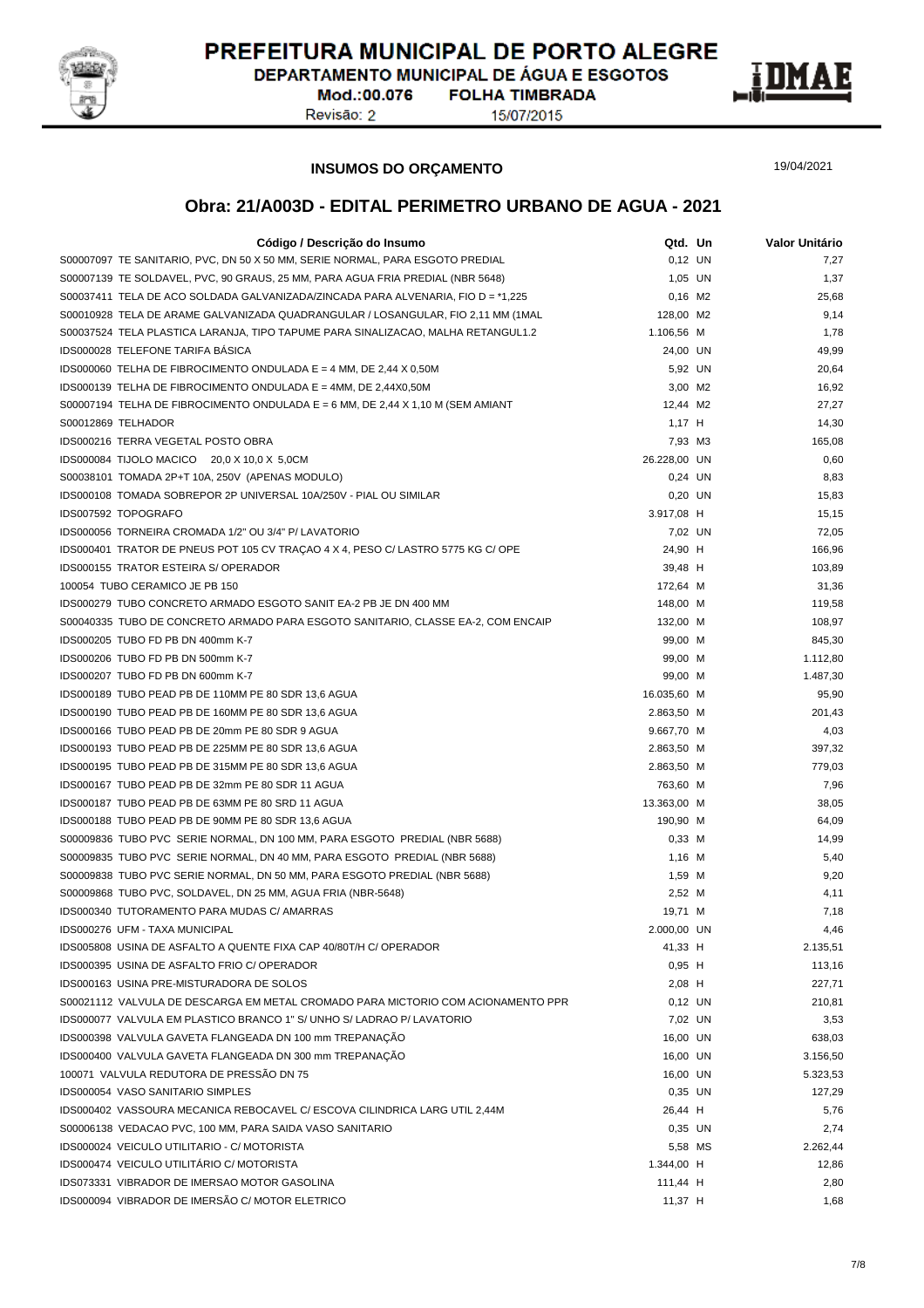PREFEITURA MUNICIPAL DE PORTO ALEGRE
DEPARTAMENTO MUNICIPAL DE ÁGUA E ESGOTOS
Mod.:00.076 FOLHA TIMBRADA
Revisão: 2 15/07/2015

## INSUMOS DO ORÇAMENTO

19/04/2021

## Obra: 21/A003D - EDITAL PERIMETRO URBANO DE AGUA - 2021

| Código / Descrição do Insumo | Qtd. | Un | Valor Unitário |
|---|---|---|---|
| S00007097 TE SANITARIO, PVC, DN 50 X 50 MM, SERIE NORMAL, PARA ESGOTO PREDIAL | 0,12 | UN | 7,27 |
| S00007139 TE SOLDAVEL, PVC, 90 GRAUS, 25 MM, PARA AGUA FRIA PREDIAL (NBR 5648) | 1,05 | UN | 1,37 |
| S00037411 TELA DE ACO SOLDADA GALVANIZADA/ZINCADA PARA ALVENARIA, FIO D = *1,225 | 0,16 | M2 | 25,68 |
| S00010928 TELA DE ARAME GALVANIZADA QUADRANGULAR / LOSANGULAR, FIO 2,11 MM (1MAL | 128,00 | M2 | 9,14 |
| S00037524 TELA PLASTICA LARANJA, TIPO TAPUME PARA SINALIZACAO, MALHA RETANGUL1.2 | 1.106,56 | M | 1,78 |
| IDS000028 TELEFONE TARIFA BÁSICA | 24,00 | UN | 49,99 |
| IDS000060 TELHA DE FIBROCIMENTO ONDULADA E = 4 MM, DE 2,44 X 0,50M | 5,92 | UN | 20,64 |
| IDS000139 TELHA DE FIBROCIMENTO ONDULADA E = 4MM, DE 2,44X0,50M | 3,00 | M2 | 16,92 |
| S00007194 TELHA DE FIBROCIMENTO ONDULADA E = 6 MM, DE 2,44 X 1,10 M (SEM AMIANT | 12,44 | M2 | 27,27 |
| S00012869 TELHADOR | 1,17 | H | 14,30 |
| IDS000216 TERRA VEGETAL POSTO OBRA | 7,93 | M3 | 165,08 |
| IDS000084 TIJOLO MACICO 20,0 X 10,0 X 5,0CM | 26.228,00 | UN | 0,60 |
| S00038101 TOMADA 2P+T 10A, 250V (APENAS MODULO) | 0,24 | UN | 8,83 |
| IDS000108 TOMADA SOBREPOR 2P UNIVERSAL 10A/250V - PIAL OU SIMILAR | 0,20 | UN | 15,83 |
| IDS007592 TOPOGRAFO | 3.917,08 | H | 15,15 |
| IDS000056 TORNEIRA CROMADA 1/2" OU 3/4" P/ LAVATORIO | 7,02 | UN | 72,05 |
| IDS000401 TRATOR DE PNEUS POT 105 CV TRAÇAO 4 X 4, PESO C/ LASTRO 5775 KG C/ OPE | 24,90 | H | 166,96 |
| IDS000155 TRATOR ESTEIRA S/ OPERADOR | 39,48 | H | 103,89 |
| 100054 TUBO CERAMICO JE PB 150 | 172,64 | M | 31,36 |
| IDS000279 TUBO CONCRETO ARMADO ESGOTO SANIT EA-2 PB JE DN 400 MM | 148,00 | M | 119,58 |
| S00040335 TUBO DE CONCRETO ARMADO PARA ESGOTO SANITARIO, CLASSE EA-2, COM ENCAIP | 132,00 | M | 108,97 |
| IDS000205 TUBO FD PB DN 400mm K-7 | 99,00 | M | 845,30 |
| IDS000206 TUBO FD PB DN 500mm K-7 | 99,00 | M | 1.112,80 |
| IDS000207 TUBO FD PB DN 600mm K-7 | 99,00 | M | 1.487,30 |
| IDS000189 TUBO PEAD PB DE 110MM PE 80 SDR 13,6 AGUA | 16.035,60 | M | 95,90 |
| IDS000190 TUBO PEAD PB DE 160MM PE 80 SDR 13,6 AGUA | 2.863,50 | M | 201,43 |
| IDS000166 TUBO PEAD PB DE 20mm PE 80 SDR 9 AGUA | 9.667,70 | M | 4,03 |
| IDS000193 TUBO PEAD PB DE 225MM PE 80 SDR 13,6 AGUA | 2.863,50 | M | 397,32 |
| IDS000195 TUBO PEAD PB DE 315MM PE 80 SDR 13,6 AGUA | 2.863,50 | M | 779,03 |
| IDS000167 TUBO PEAD PB DE 32mm PE 80 SDR 11 AGUA | 763,60 | M | 7,96 |
| IDS000187 TUBO PEAD PB DE 63MM PE 80 SRD 11 AGUA | 13.363,00 | M | 38,05 |
| IDS000188 TUBO PEAD PB DE 90MM PE 80 SDR 13,6 AGUA | 190,90 | M | 64,09 |
| S00009836 TUBO PVC SERIE NORMAL, DN 100 MM, PARA ESGOTO PREDIAL (NBR 5688) | 0,33 | M | 14,99 |
| S00009835 TUBO PVC SERIE NORMAL, DN 40 MM, PARA ESGOTO PREDIAL (NBR 5688) | 1,16 | M | 5,40 |
| S00009838 TUBO PVC SERIE NORMAL, DN 50 MM, PARA ESGOTO PREDIAL (NBR 5688) | 1,59 | M | 9,20 |
| S00009868 TUBO PVC, SOLDAVEL, DN 25 MM, AGUA FRIA (NBR-5648) | 2,52 | M | 4,11 |
| IDS000340 TUTORAMENTO PARA MUDAS C/ AMARRAS | 19,71 | M | 7,18 |
| IDS000276 UFM - TAXA MUNICIPAL | 2.000,00 | UN | 4,46 |
| IDS005808 USINA DE ASFALTO A QUENTE FIXA CAP 40/80T/H C/ OPERADOR | 41,33 | H | 2.135,51 |
| IDS000395 USINA DE ASFALTO FRIO C/ OPERADOR | 0,95 | H | 113,16 |
| IDS000163 USINA PRE-MISTURADORA DE SOLOS | 2,08 | H | 227,71 |
| S00021112 VALVULA DE DESCARGA EM METAL CROMADO PARA MICTORIO COM ACIONAMENTO PPR | 0,12 | UN | 210,81 |
| IDS000077 VALVULA EM PLASTICO BRANCO 1" S/ UNHO S/ LADRAO P/ LAVATORIO | 7,02 | UN | 3,53 |
| IDS000398 VALVULA GAVETA FLANGEADA DN 100 mm TREPANAÇÃO | 16,00 | UN | 638,03 |
| IDS000400 VALVULA GAVETA FLANGEADA DN 300 mm TREPANAÇÃO | 16,00 | UN | 3.156,50 |
| 100071 VALVULA REDUTORA DE PRESSÃO DN 75 | 16,00 | UN | 5.323,53 |
| IDS000054 VASO SANITARIO SIMPLES | 0,35 | UN | 127,29 |
| IDS000402 VASSOURA MECANICA REBOCAVEL C/ ESCOVA CILINDRICA LARG UTIL 2,44M | 26,44 | H | 5,76 |
| S00006138 VEDACAO PVC, 100 MM, PARA SAIDA VASO SANITARIO | 0,35 | UN | 2,74 |
| IDS000024 VEICULO UTILITARIO - C/ MOTORISTA | 5,58 | MS | 2.262,44 |
| IDS000474 VEICULO UTILITÁRIO C/ MOTORISTA | 1.344,00 | H | 12,86 |
| IDS073331 VIBRADOR DE IMERSAO MOTOR GASOLINA | 111,44 | H | 2,80 |
| IDS000094 VIBRADOR DE IMERSÃO C/ MOTOR ELETRICO | 11,37 | H | 1,68 |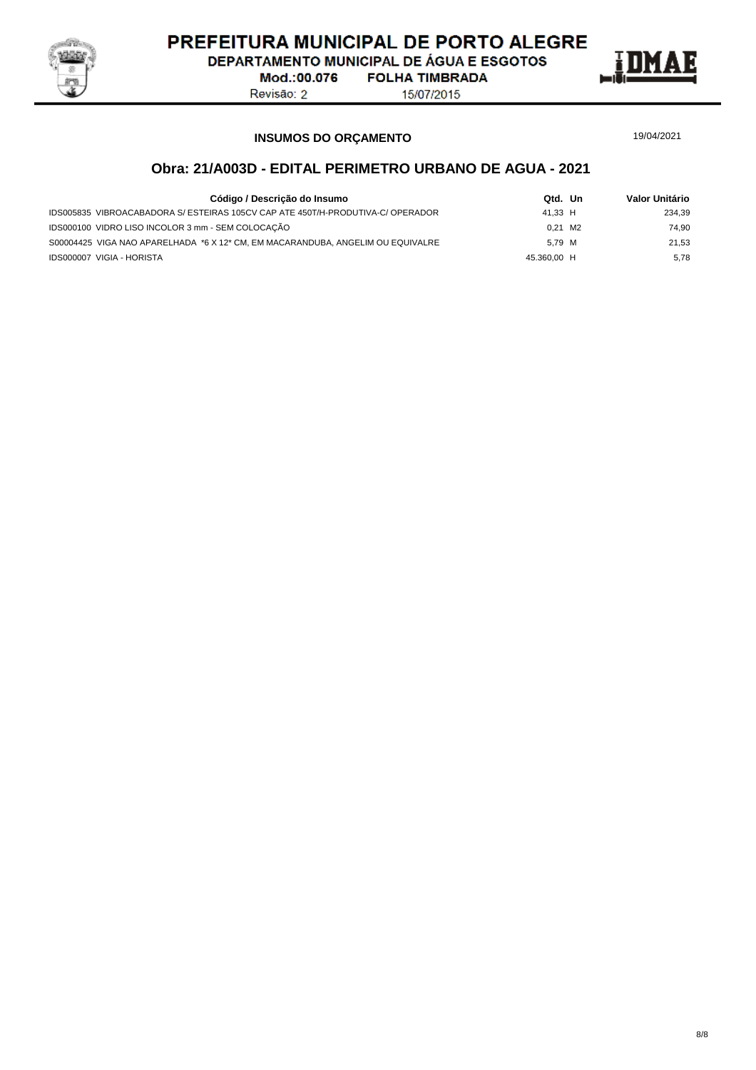# PREFEITURA MUNICIPAL DE PORTO ALEGRE
DEPARTAMENTO MUNICIPAL DE ÁGUA E ESGOTOS
Mod.:00.076 FOLHA TIMBRADA
Revisão: 2 15/07/2015

**INSUMOS DO ORÇAMENTO** 19/04/2021

## Obra: 21/A003D - EDITAL PERIMETRO URBANO DE AGUA - 2021

| Código / Descrição do Insumo | Qtd. | Un | Valor Unitário |
|---|---|---|---|
| IDS005835 VIBROACABADORA S/ ESTEIRAS 105CV CAP ATE 450T/H-PRODUTIVA-C/ OPERADOR | 41,33 | H | 234,39 |
| IDS000100 VIDRO LISO INCOLOR 3 mm - SEM COLOCAÇÃO | 0,21 | M2 | 74,90 |
| S00004425 VIGA NAO APARELHADA *6 X 12* CM, EM MACARANDUBA, ANGELIM OU EQUIVALRE | 5,79 | M | 21,53 |
| IDS000007 VIGIA - HORISTA | 45.360,00 | H | 5,78 |